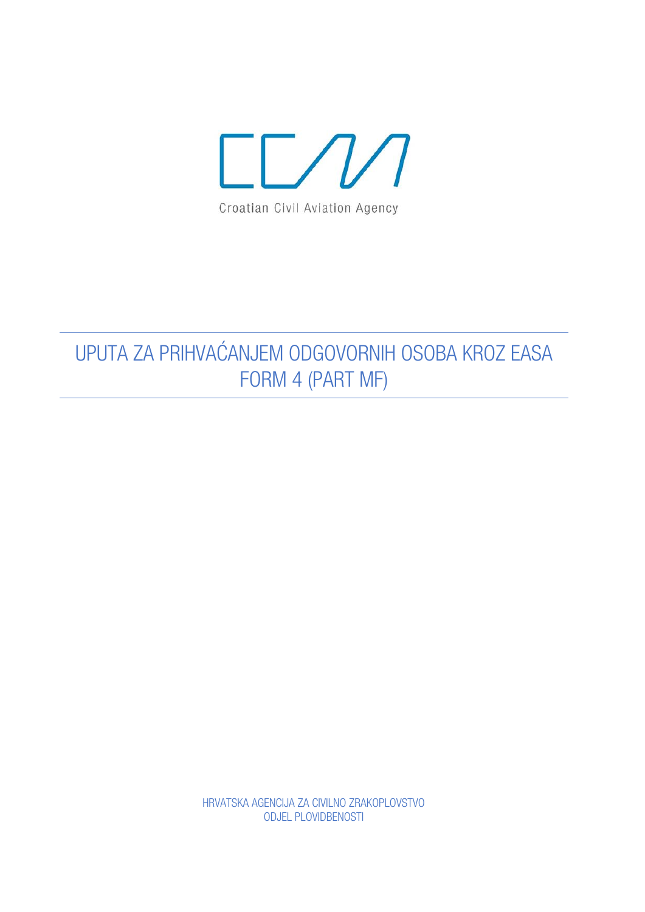Croatian Civil Aviation Agency

# UPUTA ZA PRIHVAĆANJEM ODGOVORNIH OSOBA KROZ EASA FORM 4 (PART MF)

HRVATSKA AGENCIJA ZA CIVILNO ZRAKOPLOVSTVO
ODJEL PLOVIDBENOSTI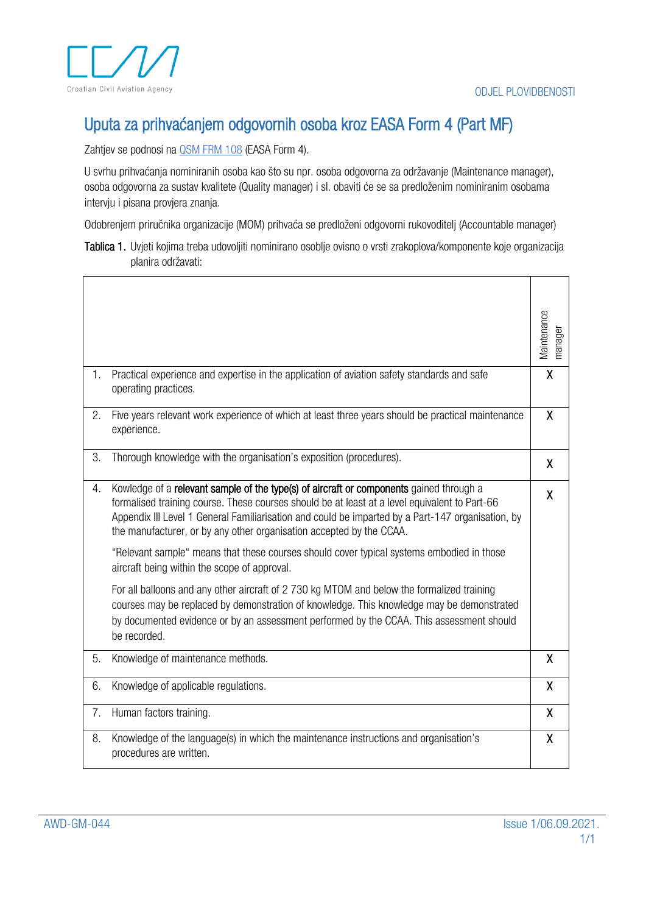# Uputa za prihvaćanjem odgovornih osoba kroz EASA Form 4 (Part MF)

Zahtjev se podnosi na QSM FRM 108 (EASA Form 4).

U svrhu prihvaćanja nominiranih osoba kao što su npr. osoba odgovorna za održavanje (Maintenance manager), osoba odgovorna za sustav kvalitete (Quality manager) i sl. obaviti će se sa predloženim nominiranim osobama intervju i pisana provjera znanja.

Odobrenjem priručnika organizacije (MOM) prihvaća se predloženi odgovorni rukovoditelj (Accountable manager)

**Tablica 1.** Uvjeti kojima treba udovoljiti nominirano osoblje ovisno o vrsti zrakoplova/komponente koje organizacija planira održavati:

| | Maintenance manager |
|---|---|
| 1. Practical experience and expertise in the application of aviation safety standards and safe operating practices. | X |
| 2. Five years relevant work experience of which at least three years should be practical maintenance experience. | X |
| 3. Thorough knowledge with the organisation's exposition (procedures). | X |
| 4. Kowledge of a **relevant sample of the type(s) of aircraft or components** gained through a formalised training course. These courses should be at least at a level equivalent to Part-66 Appendix III Level 1 General Familiarisation and could be imparted by a Part-147 organisation, by the manufacturer, or by any other organisation accepted by the CCAA.<br><br>"Relevant sample" means that these courses should cover typical systems embodied in those aircraft being within the scope of approval.<br><br>For all balloons and any other aircraft of 2 730 kg MTOM and below the formalized training courses may be replaced by demonstration of knowledge. This knowledge may be demonstrated by documented evidence or by an assessment performed by the CCAA. This assessment should be recorded. | X |
| 5. Knowledge of maintenance methods. | X |
| 6. Knowledge of applicable regulations. | X |
| 7. Human factors training. | X |
| 8. Knowledge of the language(s) in which the maintenance instructions and organisation's procedures are written. | X |